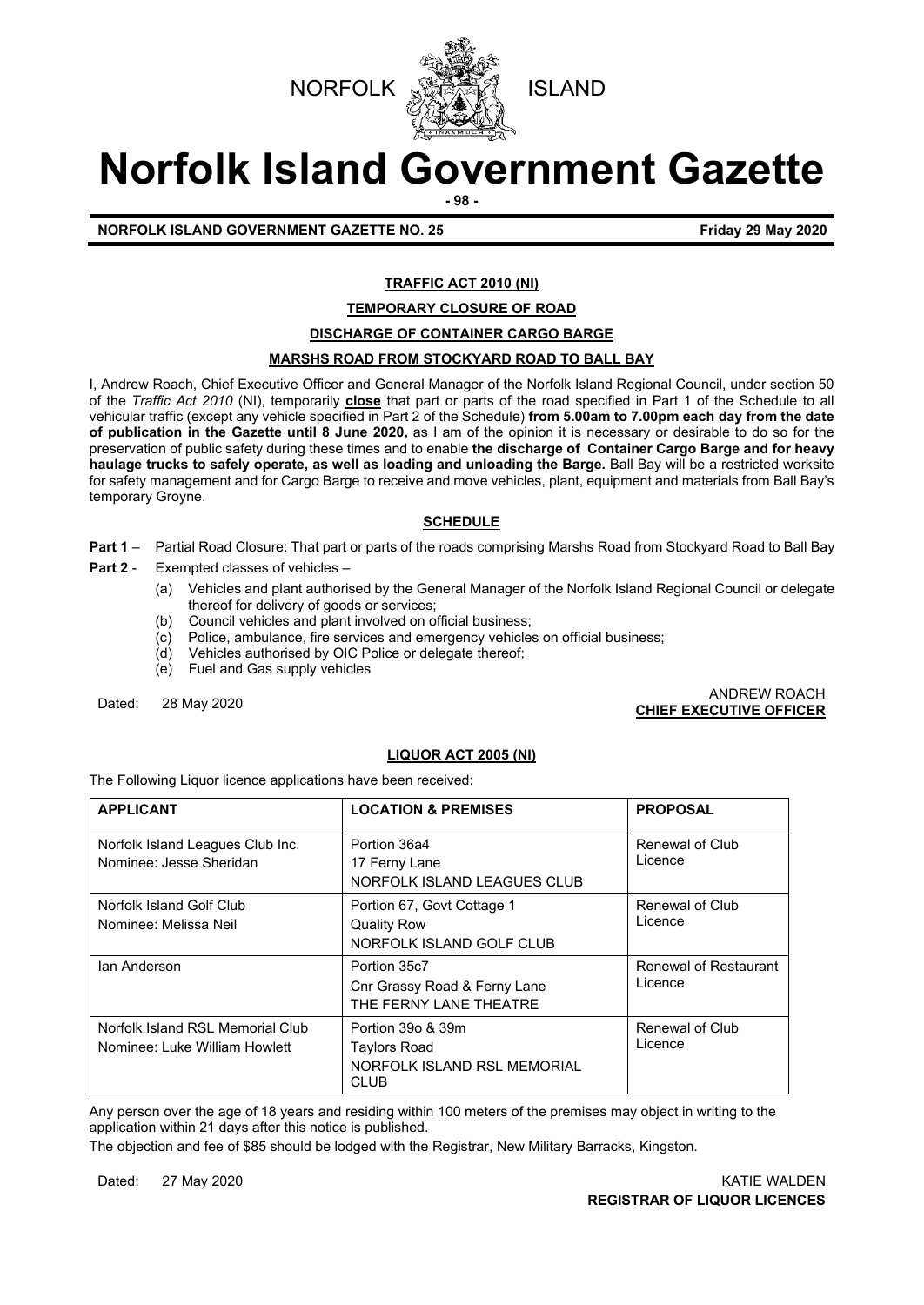NORFOLK ISLAND

# Norfolk Island Government Gazette

**NORFOLK ISLAND GOVERNMENT GAZETTE NO. 25** **Friday 29 May 2020**

## TRAFFIC ACT 2010 (NI)

### TEMPORARY CLOSURE OF ROAD

### DISCHARGE OF CONTAINER CARGO BARGE

### MARSHS ROAD FROM STOCKYARD ROAD TO BALL BAY

I, Andrew Roach, Chief Executive Officer and General Manager of the Norfolk Island Regional Council, under section 50 of the *Traffic Act 2010* (NI), temporarily **close** that part or parts of the road specified in Part 1 of the Schedule to all vehicular traffic (except any vehicle specified in Part 2 of the Schedule) **from 5.00am to 7.00pm each day from the date of publication in the Gazette until 8 June 2020,** as I am of the opinion it is necessary or desirable to do so for the preservation of public safety during these times and to enable **the discharge of Container Cargo Barge and for heavy haulage trucks to safely operate, as well as loading and unloading the Barge.** Ball Bay will be a restricted worksite for safety management and for Cargo Barge to receive and move vehicles, plant, equipment and materials from Ball Bay's temporary Groyne.

### SCHEDULE

**Part 1** – Partial Road Closure: That part or parts of the roads comprising Marshs Road from Stockyard Road to Ball Bay

**Part 2** - Exempted classes of vehicles –

(a) Vehicles and plant authorised by the General Manager of the Norfolk Island Regional Council or delegate thereof for delivery of goods or services;
(b) Council vehicles and plant involved on official business;
(c) Police, ambulance, fire services and emergency vehicles on official business;
(d) Vehicles authorised by OIC Police or delegate thereof;
(e) Fuel and Gas supply vehicles

Dated: 28 May 2020

ANDREW ROACH
**CHIEF EXECUTIVE OFFICER**

## LIQUOR ACT 2005 (NI)

The Following Liquor licence applications have been received:

| APPLICANT | LOCATION & PREMISES | PROPOSAL |
|---|---|---|
| Norfolk Island Leagues Club Inc.<br>Nominee: Jesse Sheridan | Portion 36a4<br>17 Ferny Lane<br>NORFOLK ISLAND LEAGUES CLUB | Renewal of Club Licence |
| Norfolk Island Golf Club<br>Nominee: Melissa Neil | Portion 67, Govt Cottage 1<br>Quality Row<br>NORFOLK ISLAND GOLF CLUB | Renewal of Club Licence |
| Ian Anderson | Portion 35c7<br>Cnr Grassy Road & Ferny Lane<br>THE FERNY LANE THEATRE | Renewal of Restaurant Licence |
| Norfolk Island RSL Memorial Club<br>Nominee: Luke William Howlett | Portion 39o & 39m<br>Taylors Road<br>NORFOLK ISLAND RSL MEMORIAL CLUB | Renewal of Club Licence |

Any person over the age of 18 years and residing within 100 meters of the premises may object in writing to the application within 21 days after this notice is published.

The objection and fee of $85 should be lodged with the Registrar, New Military Barracks, Kingston.

Dated: 27 May 2020

KATIE WALDEN
**REGISTRAR OF LIQUOR LICENCES**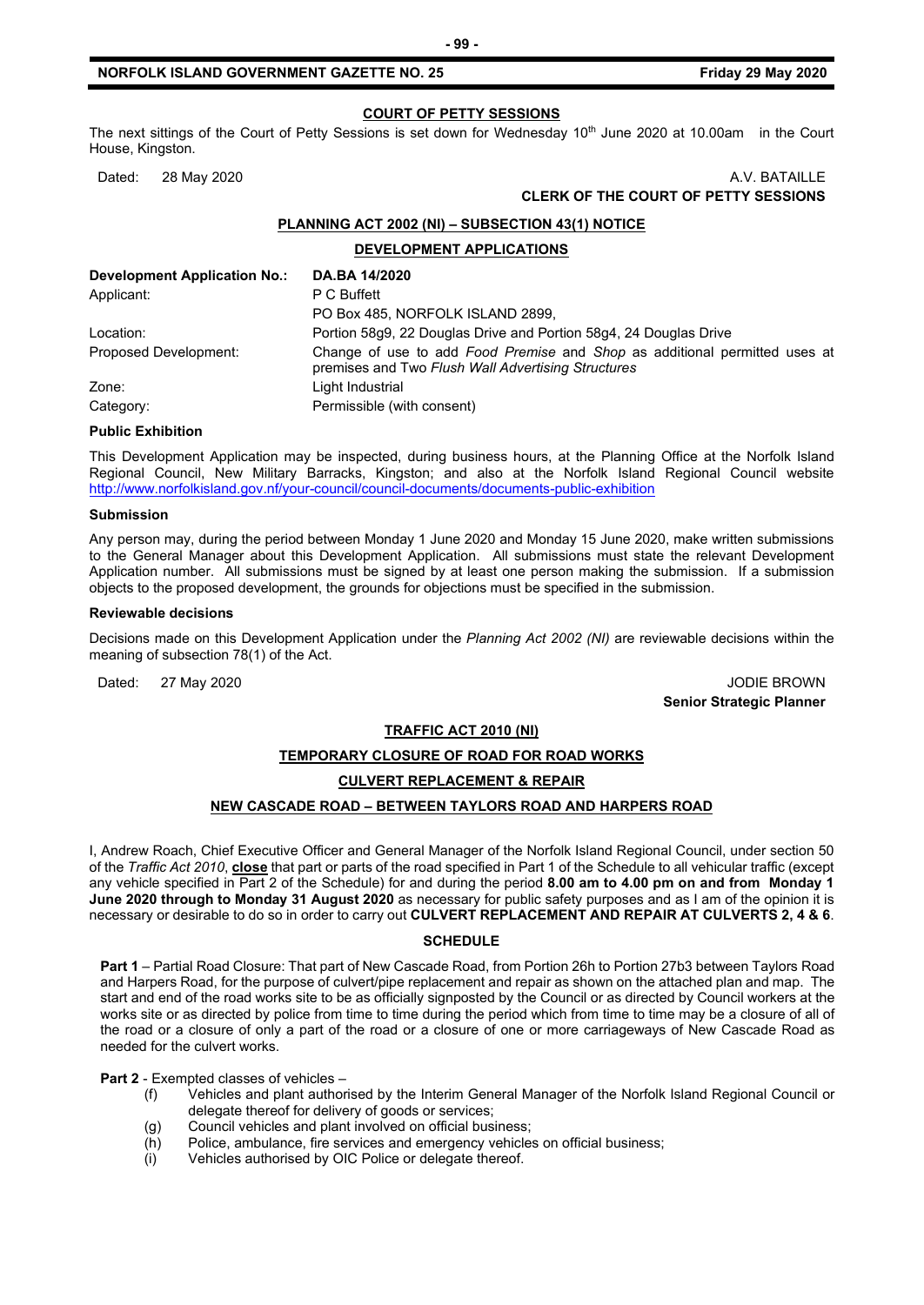## COURT OF PETTY SESSIONS

The next sittings of the Court of Petty Sessions is set down for Wednesday 10th June 2020 at 10.00am in the Court House, Kingston.

Dated: 28 May 2020

A.V. BATAILLE
**CLERK OF THE COURT OF PETTY SESSIONS**

## PLANNING ACT 2002 (NI) – SUBSECTION 43(1) NOTICE

## DEVELOPMENT APPLICATIONS

| **Development Application No.:** | **DA.BA 14/2020** |
|---|---|
| Applicant: | P C Buffett<br>PO Box 485, NORFOLK ISLAND 2899, |
| Location: | Portion 58g9, 22 Douglas Drive and Portion 58g4, 24 Douglas Drive |
| Proposed Development: | Change of use to add *Food Premise* and *Shop* as additional permitted uses at premises and Two *Flush Wall Advertising Structures* |
| Zone: | Light Industrial |
| Category: | Permissible (with consent) |

### Public Exhibition

This Development Application may be inspected, during business hours, at the Planning Office at the Norfolk Island Regional Council, New Military Barracks, Kingston; and also at the Norfolk Island Regional Council website http://www.norfolkisland.gov.nf/your-council/council-documents/documents-public-exhibition

### Submission

Any person may, during the period between Monday 1 June 2020 and Monday 15 June 2020, make written submissions to the General Manager about this Development Application. All submissions must state the relevant Development Application number. All submissions must be signed by at least one person making the submission. If a submission objects to the proposed development, the grounds for objections must be specified in the submission.

### Reviewable decisions

Decisions made on this Development Application under the *Planning Act 2002 (NI)* are reviewable decisions within the meaning of subsection 78(1) of the Act.

Dated: 27 May 2020

JODIE BROWN
**Senior Strategic Planner**

## TRAFFIC ACT 2010 (NI)

## TEMPORARY CLOSURE OF ROAD FOR ROAD WORKS

## CULVERT REPLACEMENT & REPAIR

## NEW CASCADE ROAD – BETWEEN TAYLORS ROAD AND HARPERS ROAD

I, Andrew Roach, Chief Executive Officer and General Manager of the Norfolk Island Regional Council, under section 50 of the *Traffic Act 2010*, **close** that part or parts of the road specified in Part 1 of the Schedule to all vehicular traffic (except any vehicle specified in Part 2 of the Schedule) for and during the period **8.00 am to 4.00 pm on and from Monday 1 June 2020 through to Monday 31 August 2020** as necessary for public safety purposes and as I am of the opinion it is necessary or desirable to do so in order to carry out **CULVERT REPLACEMENT AND REPAIR AT CULVERTS 2, 4 & 6**.

### SCHEDULE

**Part 1** – Partial Road Closure: That part of New Cascade Road, from Portion 26h to Portion 27b3 between Taylors Road and Harpers Road, for the purpose of culvert/pipe replacement and repair as shown on the attached plan and map. The start and end of the road works site to be as officially signposted by the Council or as directed by Council workers at the works site or as directed by police from time to time during the period which from time to time may be a closure of all of the road or a closure of only a part of the road or a closure of one or more carriageways of New Cascade Road as needed for the culvert works.

**Part 2** - Exempted classes of vehicles –

(f) Vehicles and plant authorised by the Interim General Manager of the Norfolk Island Regional Council or delegate thereof for delivery of goods or services;
(g) Council vehicles and plant involved on official business;
(h) Police, ambulance, fire services and emergency vehicles on official business;
(i) Vehicles authorised by OIC Police or delegate thereof.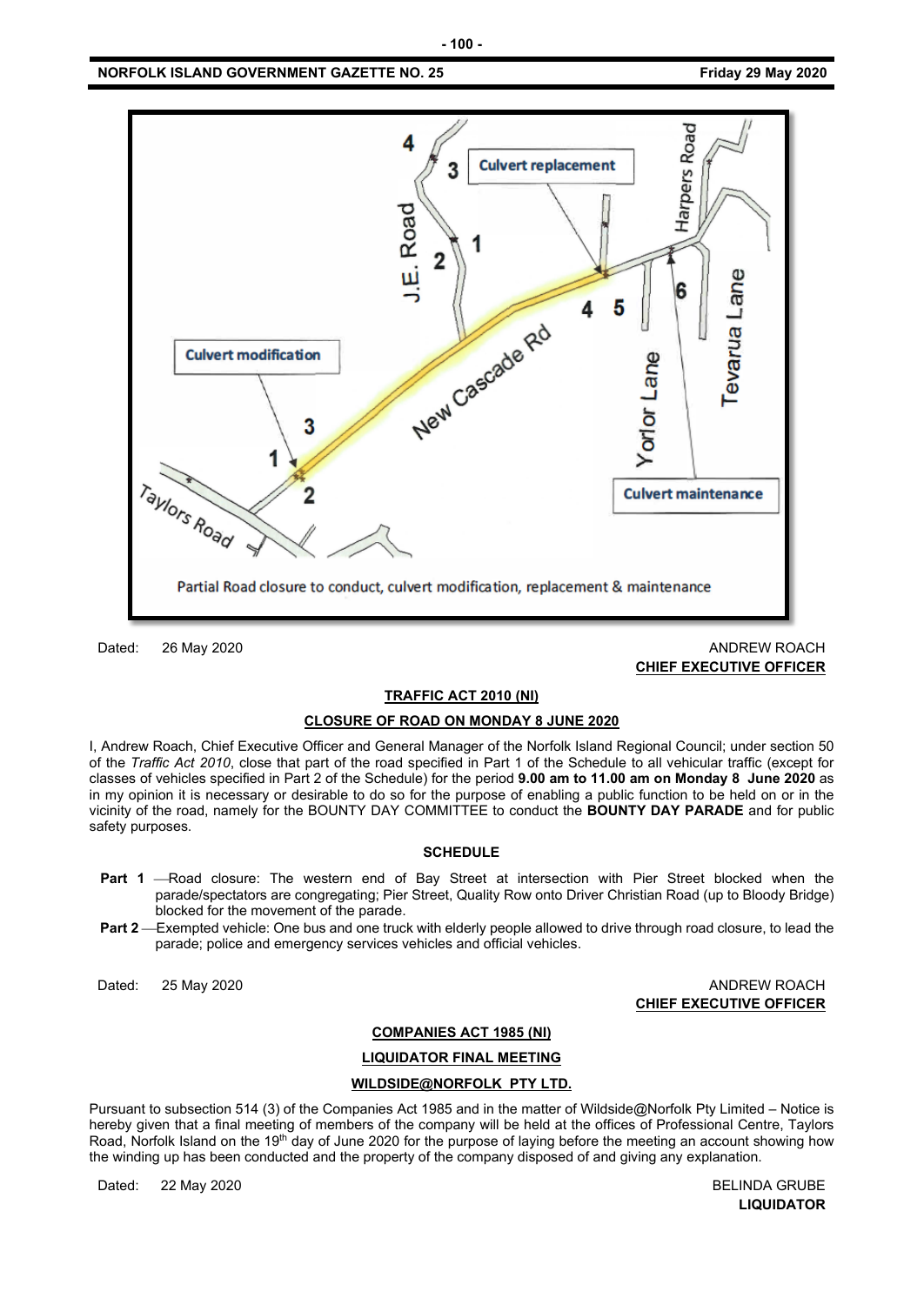Partial Road closure to conduct, culvert modification, replacement & maintenance

Dated: 26 May 2020

ANDREW ROACH
**CHIEF EXECUTIVE OFFICER**

## TRAFFIC ACT 2010 (NI)

## CLOSURE OF ROAD ON MONDAY 8 JUNE 2020

I, Andrew Roach, Chief Executive Officer and General Manager of the Norfolk Island Regional Council; under section 50 of the *Traffic Act 2010*, close that part of the road specified in Part 1 of the Schedule to all vehicular traffic (except for classes of vehicles specified in Part 2 of the Schedule) for the period **9.00 am to 11.00 am on Monday 8 June 2020** as in my opinion it is necessary or desirable to do so for the purpose of enabling a public function to be held on or in the vicinity of the road, namely for the BOUNTY DAY COMMITTEE to conduct the **BOUNTY DAY PARADE** and for public safety purposes.

**SCHEDULE**

**Part 1** —Road closure: The western end of Bay Street at intersection with Pier Street blocked when the parade/spectators are congregating; Pier Street, Quality Row onto Driver Christian Road (up to Bloody Bridge) blocked for the movement of the parade.

**Part 2** —Exempted vehicle: One bus and one truck with elderly people allowed to drive through road closure, to lead the parade; police and emergency services vehicles and official vehicles.

Dated: 25 May 2020

ANDREW ROACH
**CHIEF EXECUTIVE OFFICER**

## COMPANIES ACT 1985 (NI)

## LIQUIDATOR FINAL MEETING

## WILDSIDE@NORFOLK PTY LTD.

Pursuant to subsection 514 (3) of the Companies Act 1985 and in the matter of Wildside@Norfolk Pty Limited – Notice is hereby given that a final meeting of members of the company will be held at the offices of Professional Centre, Taylors Road, Norfolk Island on the 19th day of June 2020 for the purpose of laying before the meeting an account showing how the winding up has been conducted and the property of the company disposed of and giving any explanation.

Dated: 22 May 2020

BELINDA GRUBE
**LIQUIDATOR**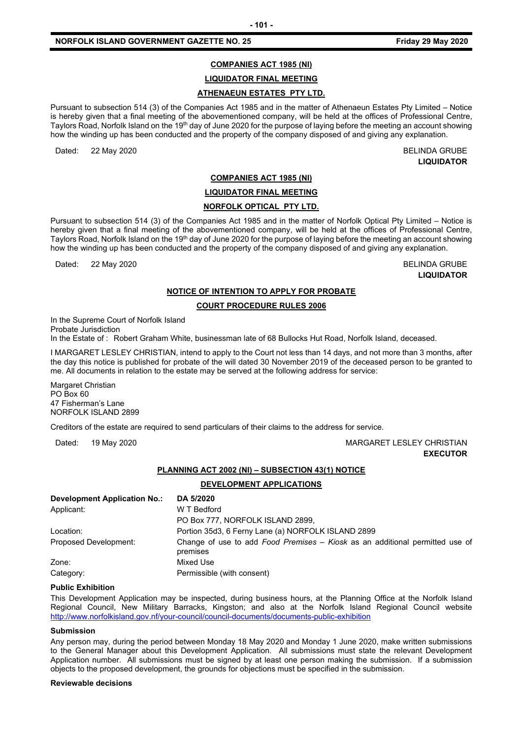**COMPANIES ACT 1985 (NI)**

**LIQUIDATOR FINAL MEETING**

**ATHENAEUN ESTATES PTY LTD.**

Pursuant to subsection 514 (3) of the Companies Act 1985 and in the matter of Athenaeun Estates Pty Limited – Notice is hereby given that a final meeting of the abovementioned company, will be held at the offices of Professional Centre, Taylors Road, Norfolk Island on the 19th day of June 2020 for the purpose of laying before the meeting an account showing how the winding up has been conducted and the property of the company disposed of and giving any explanation.

Dated: 22 May 2020

BELINDA GRUBE
**LIQUIDATOR**

**COMPANIES ACT 1985 (NI)**

**LIQUIDATOR FINAL MEETING**

**NORFOLK OPTICAL PTY LTD.**

Pursuant to subsection 514 (3) of the Companies Act 1985 and in the matter of Norfolk Optical Pty Limited – Notice is hereby given that a final meeting of the abovementioned company, will be held at the offices of Professional Centre, Taylors Road, Norfolk Island on the 19th day of June 2020 for the purpose of laying before the meeting an account showing how the winding up has been conducted and the property of the company disposed of and giving any explanation.

Dated: 22 May 2020

BELINDA GRUBE
**LIQUIDATOR**

**NOTICE OF INTENTION TO APPLY FOR PROBATE**

**COURT PROCEDURE RULES 2006**

In the Supreme Court of Norfolk Island
Probate Jurisdiction
In the Estate of : Robert Graham White, businessman late of 68 Bullocks Hut Road, Norfolk Island, deceased.

I MARGARET LESLEY CHRISTIAN, intend to apply to the Court not less than 14 days, and not more than 3 months, after the day this notice is published for probate of the will dated 30 November 2019 of the deceased person to be granted to me. All documents in relation to the estate may be served at the following address for service:

Margaret Christian
PO Box 60
47 Fisherman's Lane
NORFOLK ISLAND 2899

Creditors of the estate are required to send particulars of their claims to the address for service.

Dated: 19 May 2020

MARGARET LESLEY CHRISTIAN
**EXECUTOR**

**PLANNING ACT 2002 (NI) – SUBSECTION 43(1) NOTICE**

**DEVELOPMENT APPLICATIONS**

| **Development Application No.:** | **DA 5/2020** |
|---|---|
| Applicant: | W T Bedford<br>PO Box 777, NORFOLK ISLAND 2899, |
| Location: | Portion 35d3, 6 Ferny Lane (a) NORFOLK ISLAND 2899 |
| Proposed Development: | Change of use to add *Food Premises – Kiosk* as an additional permitted use of premises |
| Zone: | Mixed Use |
| Category: | Permissible (with consent) |

**Public Exhibition**

This Development Application may be inspected, during business hours, at the Planning Office at the Norfolk Island Regional Council, New Military Barracks, Kingston; and also at the Norfolk Island Regional Council website http://www.norfolkisland.gov.nf/your-council/council-documents/documents-public-exhibition

**Submission**

Any person may, during the period between Monday 18 May 2020 and Monday 1 June 2020, make written submissions to the General Manager about this Development Application. All submissions must state the relevant Development Application number. All submissions must be signed by at least one person making the submission. If a submission objects to the proposed development, the grounds for objections must be specified in the submission.

**Reviewable decisions**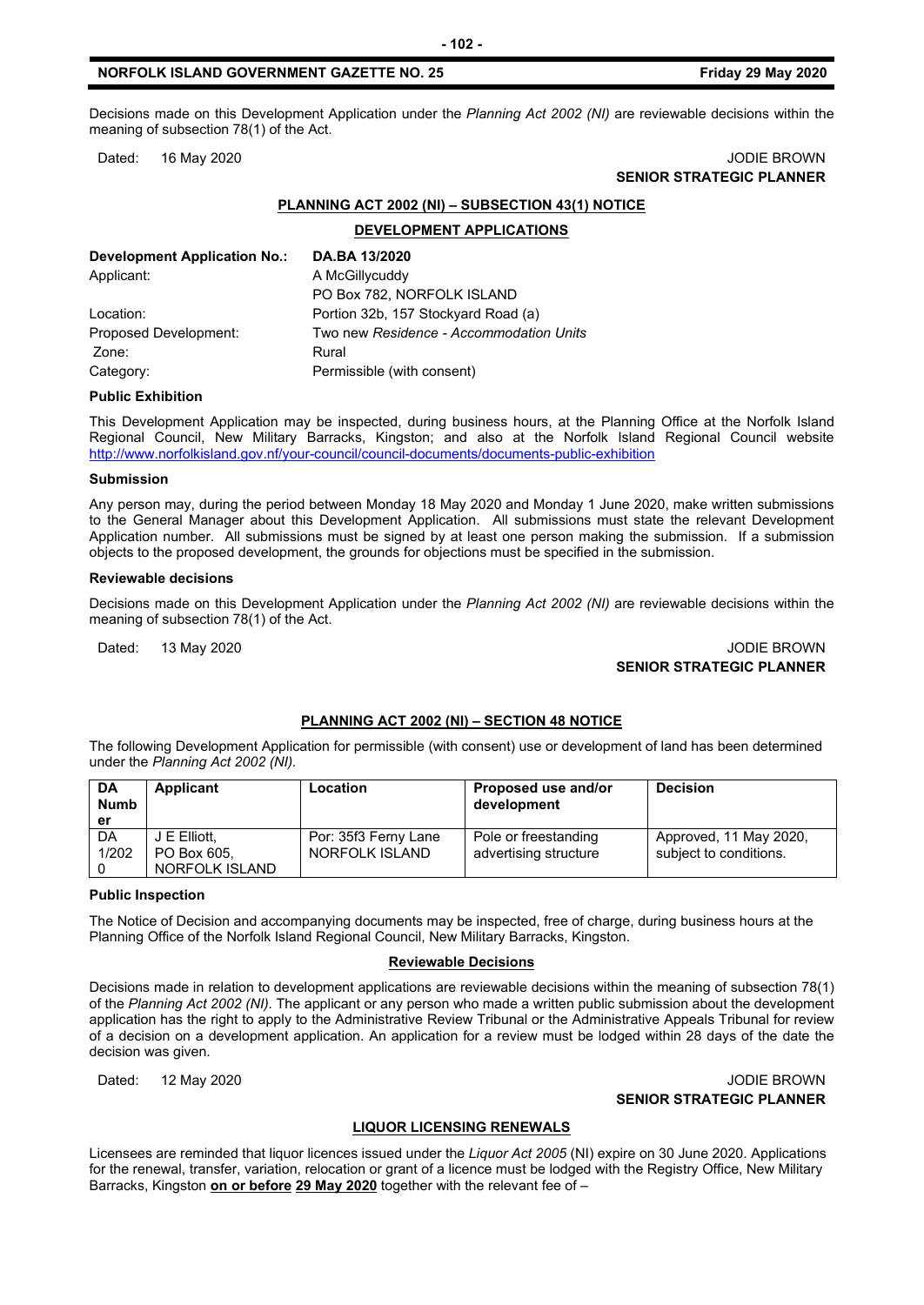Decisions made on this Development Application under the *Planning Act 2002 (NI)* are reviewable decisions within the meaning of subsection 78(1) of the Act.

Dated: 16 May 2020

JODIE BROWN
**SENIOR STRATEGIC PLANNER**

## PLANNING ACT 2002 (NI) – SUBSECTION 43(1) NOTICE

### DEVELOPMENT APPLICATIONS

| | |
|---|---|
| **Development Application No.:** | **DA.BA 13/2020** |
| Applicant: | A McGillycuddy<br>PO Box 782, NORFOLK ISLAND |
| Location: | Portion 32b, 157 Stockyard Road (a) |
| Proposed Development: | Two new *Residence - Accommodation Units* |
| Zone: | Rural |
| Category: | Permissible (with consent) |

**Public Exhibition**

This Development Application may be inspected, during business hours, at the Planning Office at the Norfolk Island Regional Council, New Military Barracks, Kingston; and also at the Norfolk Island Regional Council website http://www.norfolkisland.gov.nf/your-council/council-documents/documents-public-exhibition

**Submission**

Any person may, during the period between Monday 18 May 2020 and Monday 1 June 2020, make written submissions to the General Manager about this Development Application. All submissions must state the relevant Development Application number. All submissions must be signed by at least one person making the submission. If a submission objects to the proposed development, the grounds for objections must be specified in the submission.

**Reviewable decisions**

Decisions made on this Development Application under the *Planning Act 2002 (NI)* are reviewable decisions within the meaning of subsection 78(1) of the Act.

Dated: 13 May 2020

JODIE BROWN
**SENIOR STRATEGIC PLANNER**

## PLANNING ACT 2002 (NI) – SECTION 48 NOTICE

The following Development Application for permissible (with consent) use or development of land has been determined under the *Planning Act 2002 (NI).*

| DA Number | Applicant | Location | Proposed use and/or development | Decision |
|---|---|---|---|---|
| DA 1/2020 | J E Elliott, PO Box 605, NORFOLK ISLAND | Por: 35f3 Ferny Lane NORFOLK ISLAND | Pole or freestanding advertising structure | Approved, 11 May 2020, subject to conditions. |

**Public Inspection**

The Notice of Decision and accompanying documents may be inspected, free of charge, during business hours at the Planning Office of the Norfolk Island Regional Council, New Military Barracks, Kingston.

**Reviewable Decisions**

Decisions made in relation to development applications are reviewable decisions within the meaning of subsection 78(1) of the *Planning Act 2002 (NI).* The applicant or any person who made a written public submission about the development application has the right to apply to the Administrative Review Tribunal or the Administrative Appeals Tribunal for review of a decision on a development application. An application for a review must be lodged within 28 days of the date the decision was given.

Dated: 12 May 2020

JODIE BROWN
**SENIOR STRATEGIC PLANNER**

## LIQUOR LICENSING RENEWALS

Licensees are reminded that liquor licences issued under the *Liquor Act 2005* (NI) expire on 30 June 2020. Applications for the renewal, transfer, variation, relocation or grant of a licence must be lodged with the Registry Office, New Military Barracks, Kingston **on or before** **29 May 2020** together with the relevant fee of –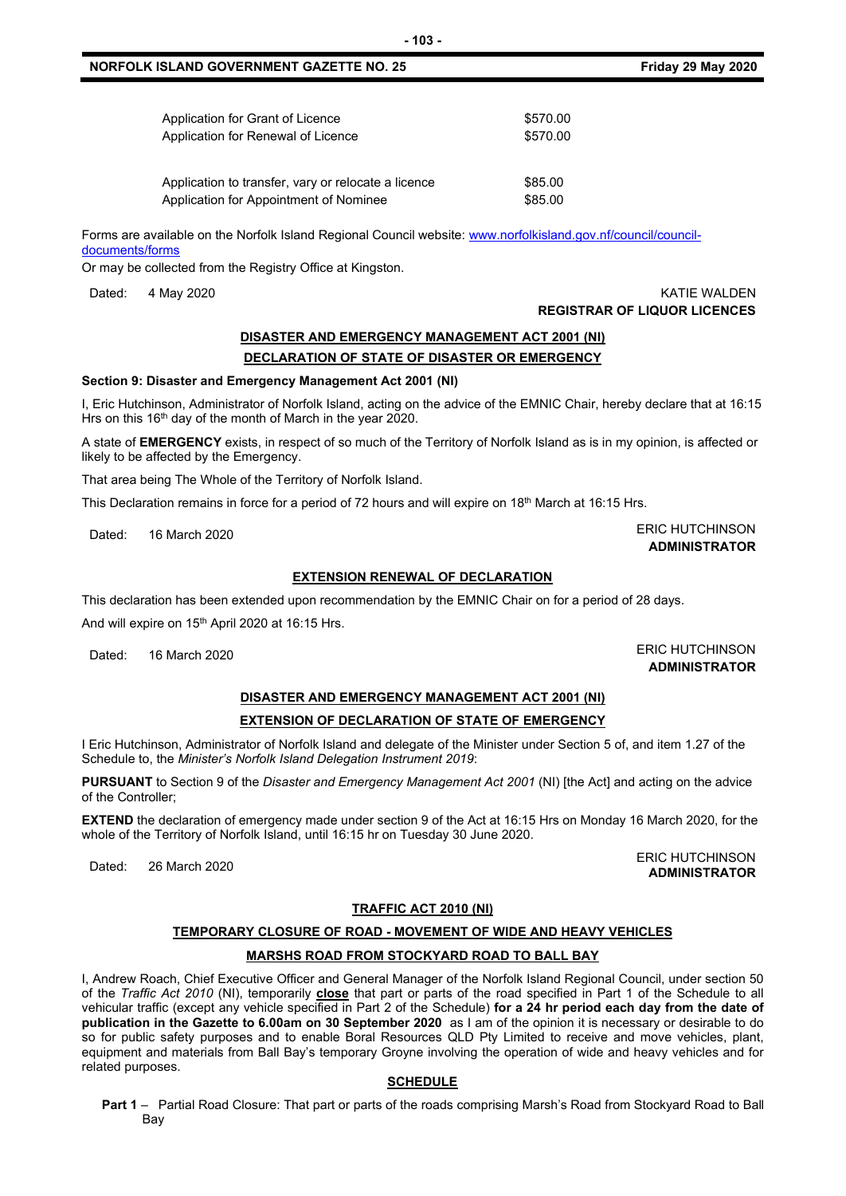| | |
|---|---|
| Application for Grant of Licence | \$570.00 |
| Application for Renewal of Licence | \$570.00 |
| | |
| Application to transfer, vary or relocate a licence | \$85.00 |
| Application for Appointment of Nominee | \$85.00 |

Forms are available on the Norfolk Island Regional Council website: [www.norfolkisland.gov.nf/council/council-documents/forms](www.norfolkisland.gov.nf/council/council-documents/forms)

Or may be collected from the Registry Office at Kingston.

Dated: 4 May 2020

KATIE WALDEN
**REGISTRAR OF LIQUOR LICENCES**

## DISASTER AND EMERGENCY MANAGEMENT ACT 2001 (NI)

## DECLARATION OF STATE OF DISASTER OR EMERGENCY

**Section 9: Disaster and Emergency Management Act 2001 (NI)**

I, Eric Hutchinson, Administrator of Norfolk Island, acting on the advice of the EMNIC Chair, hereby declare that at 16:15 Hrs on this 16th day of the month of March in the year 2020.

A state of **EMERGENCY** exists, in respect of so much of the Territory of Norfolk Island as is in my opinion, is affected or likely to be affected by the Emergency.

That area being The Whole of the Territory of Norfolk Island.

This Declaration remains in force for a period of 72 hours and will expire on 18th March at 16:15 Hrs.

Dated: 16 March 2020

ERIC HUTCHINSON
**ADMINISTRATOR**

## EXTENSION RENEWAL OF DECLARATION

This declaration has been extended upon recommendation by the EMNIC Chair on for a period of 28 days.

And will expire on 15th April 2020 at 16:15 Hrs.

Dated: 16 March 2020

ERIC HUTCHINSON
**ADMINISTRATOR**

## DISASTER AND EMERGENCY MANAGEMENT ACT 2001 (NI)

## EXTENSION OF DECLARATION OF STATE OF EMERGENCY

I Eric Hutchinson, Administrator of Norfolk Island and delegate of the Minister under Section 5 of, and item 1.27 of the Schedule to, the *Minister's Norfolk Island Delegation Instrument 2019*:

**PURSUANT** to Section 9 of the *Disaster and Emergency Management Act 2001* (NI) [the Act] and acting on the advice of the Controller;

**EXTEND** the declaration of emergency made under section 9 of the Act at 16:15 Hrs on Monday 16 March 2020, for the whole of the Territory of Norfolk Island, until 16:15 hr on Tuesday 30 June 2020.

Dated: 26 March 2020

ERIC HUTCHINSON
**ADMINISTRATOR**

## TRAFFIC ACT 2010 (NI)

## TEMPORARY CLOSURE OF ROAD - MOVEMENT OF WIDE AND HEAVY VEHICLES

## MARSHS ROAD FROM STOCKYARD ROAD TO BALL BAY

I, Andrew Roach, Chief Executive Officer and General Manager of the Norfolk Island Regional Council, under section 50 of the *Traffic Act 2010* (NI), temporarily **close** that part or parts of the road specified in Part 1 of the Schedule to all vehicular traffic (except any vehicle specified in Part 2 of the Schedule) **for a 24 hr period each day from the date of publication in the Gazette to 6.00am on 30 September 2020** as I am of the opinion it is necessary or desirable to do so for public safety purposes and to enable Boral Resources QLD Pty Limited to receive and move vehicles, plant, equipment and materials from Ball Bay's temporary Groyne involving the operation of wide and heavy vehicles and for related purposes.

**SCHEDULE**

**Part 1** – Partial Road Closure: That part or parts of the roads comprising Marsh's Road from Stockyard Road to Ball Bay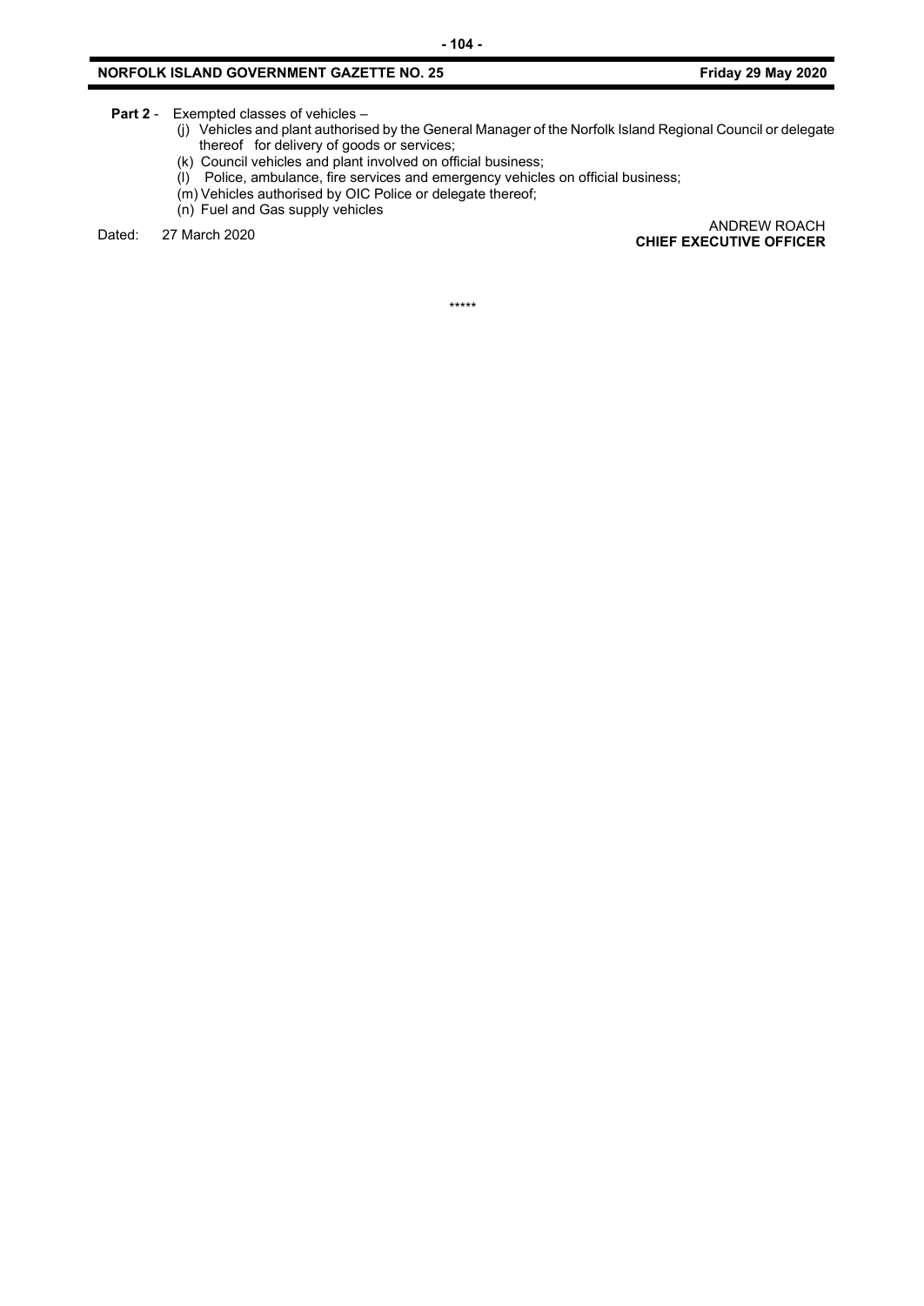**Part 2** - Exempted classes of vehicles –

(j) Vehicles and plant authorised by the General Manager of the Norfolk Island Regional Council or delegate thereof for delivery of goods or services;

(k) Council vehicles and plant involved on official business;

(l) Police, ambulance, fire services and emergency vehicles on official business;

(m) Vehicles authorised by OIC Police or delegate thereof;

(n) Fuel and Gas supply vehicles

Dated: 27 March 2020

ANDREW ROACH
**CHIEF EXECUTIVE OFFICER**

*****